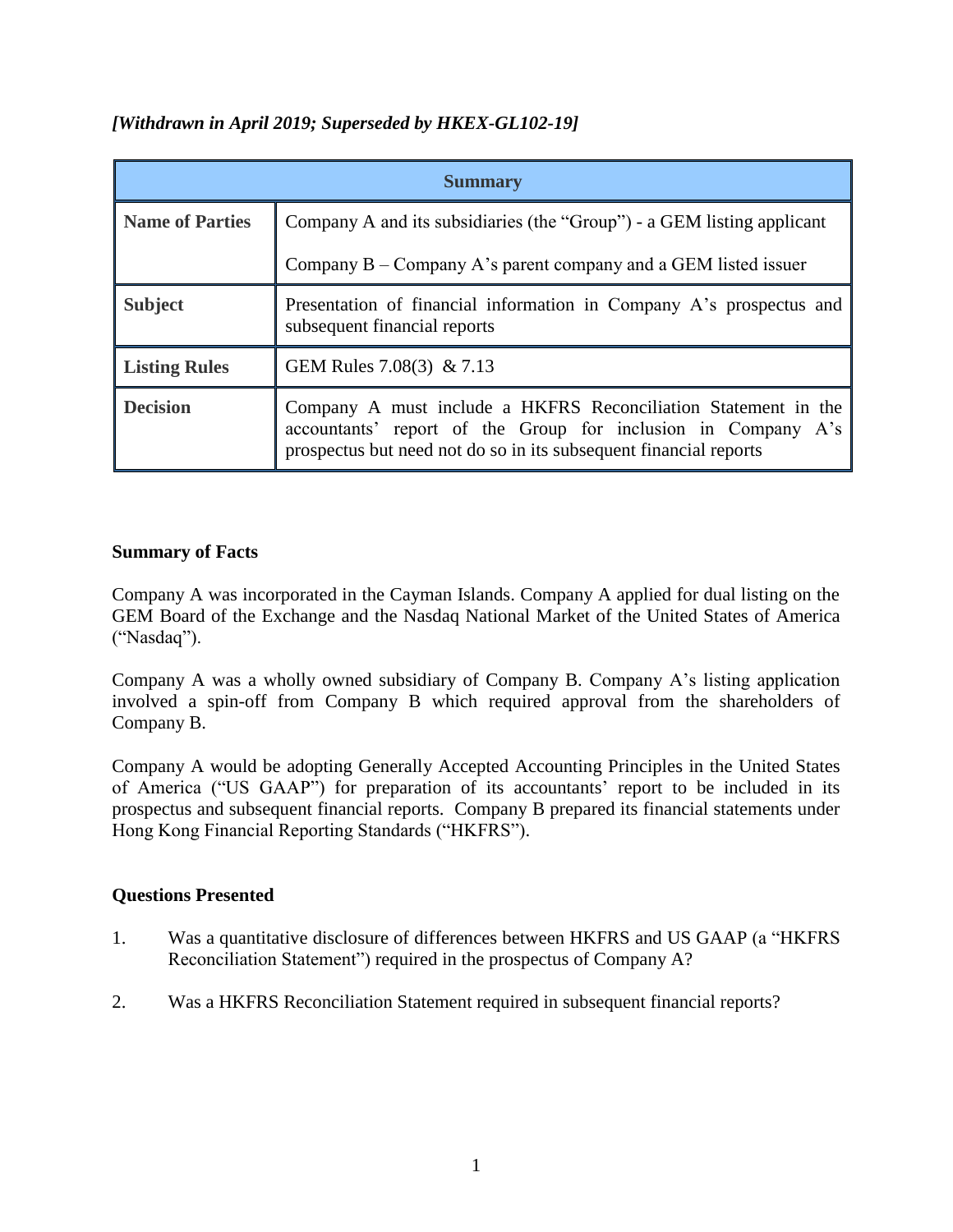*[Withdrawn in April 2019; Superseded by HKEX-GL102-19]*

| Summary | |
|---|---|
| **Name of Parties** | Company A and its subsidiaries (the "Group") - a GEM listing applicant<br><br>Company B – Company A's parent company and a GEM listed issuer |
| **Subject** | Presentation of financial information in Company A's prospectus and subsequent financial reports |
| **Listing Rules** | GEM Rules 7.08(3) & 7.13 |
| **Decision** | Company A must include a HKFRS Reconciliation Statement in the accountants' report of the Group for inclusion in Company A's prospectus but need not do so in its subsequent financial reports |

**Summary of Facts**

Company A was incorporated in the Cayman Islands. Company A applied for dual listing on the GEM Board of the Exchange and the Nasdaq National Market of the United States of America ("Nasdaq").

Company A was a wholly owned subsidiary of Company B. Company A's listing application involved a spin-off from Company B which required approval from the shareholders of Company B.

Company A would be adopting Generally Accepted Accounting Principles in the United States of America ("US GAAP") for preparation of its accountants' report to be included in its prospectus and subsequent financial reports. Company B prepared its financial statements under Hong Kong Financial Reporting Standards ("HKFRS").

**Questions Presented**

1. Was a quantitative disclosure of differences between HKFRS and US GAAP (a "HKFRS Reconciliation Statement") required in the prospectus of Company A?

2. Was a HKFRS Reconciliation Statement required in subsequent financial reports?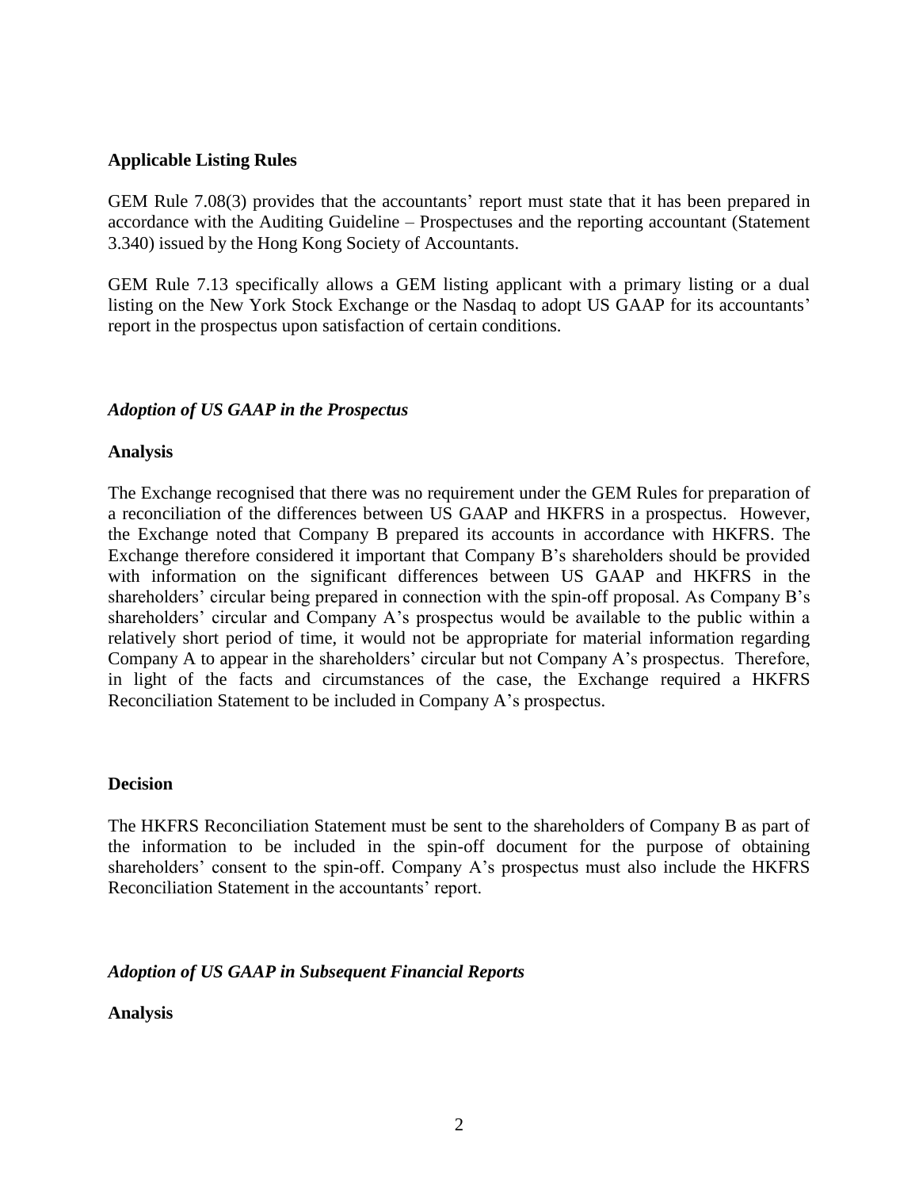**Applicable Listing Rules**

GEM Rule 7.08(3) provides that the accountants' report must state that it has been prepared in accordance with the Auditing Guideline – Prospectuses and the reporting accountant (Statement 3.340) issued by the Hong Kong Society of Accountants.

GEM Rule 7.13 specifically allows a GEM listing applicant with a primary listing or a dual listing on the New York Stock Exchange or the Nasdaq to adopt US GAAP for its accountants' report in the prospectus upon satisfaction of certain conditions.

***Adoption of US GAAP in the Prospectus***

**Analysis**

The Exchange recognised that there was no requirement under the GEM Rules for preparation of a reconciliation of the differences between US GAAP and HKFRS in a prospectus. However, the Exchange noted that Company B prepared its accounts in accordance with HKFRS. The Exchange therefore considered it important that Company B's shareholders should be provided with information on the significant differences between US GAAP and HKFRS in the shareholders' circular being prepared in connection with the spin-off proposal. As Company B's shareholders' circular and Company A's prospectus would be available to the public within a relatively short period of time, it would not be appropriate for material information regarding Company A to appear in the shareholders' circular but not Company A's prospectus. Therefore, in light of the facts and circumstances of the case, the Exchange required a HKFRS Reconciliation Statement to be included in Company A's prospectus.

**Decision**

The HKFRS Reconciliation Statement must be sent to the shareholders of Company B as part of the information to be included in the spin-off document for the purpose of obtaining shareholders' consent to the spin-off. Company A's prospectus must also include the HKFRS Reconciliation Statement in the accountants' report.

***Adoption of US GAAP in Subsequent Financial Reports***

**Analysis**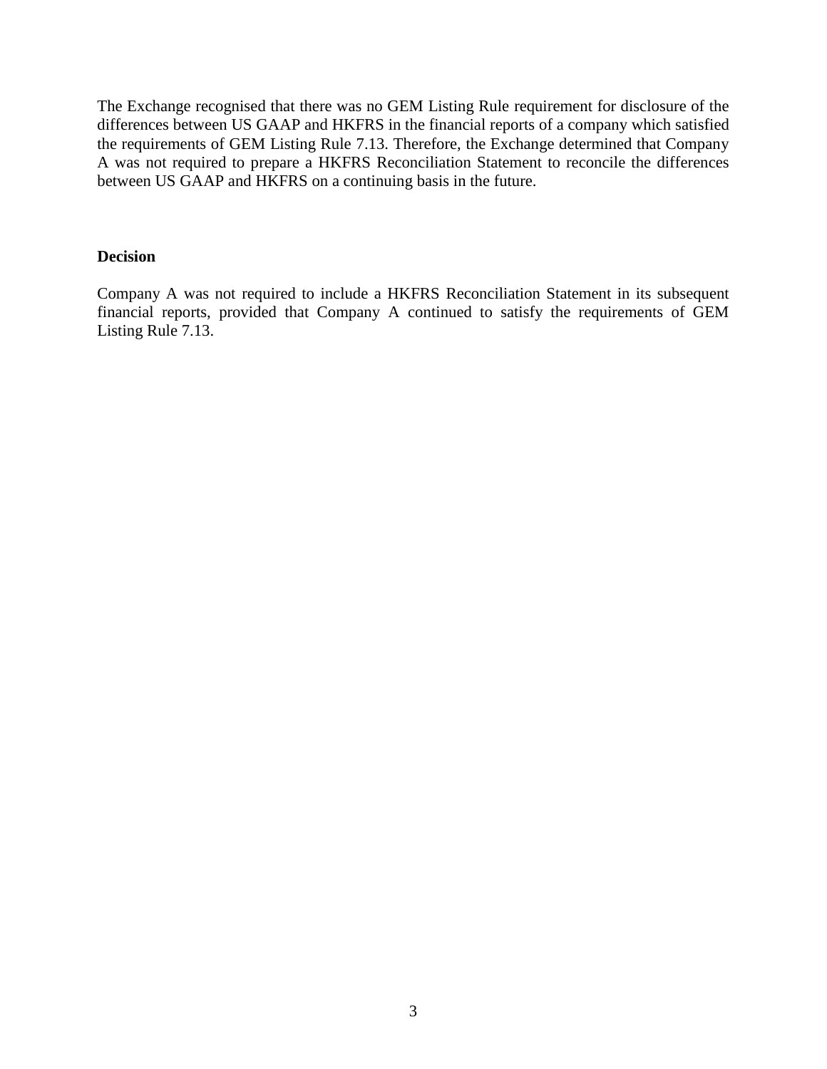The Exchange recognised that there was no GEM Listing Rule requirement for disclosure of the differences between US GAAP and HKFRS in the financial reports of a company which satisfied the requirements of GEM Listing Rule 7.13. Therefore, the Exchange determined that Company A was not required to prepare a HKFRS Reconciliation Statement to reconcile the differences between US GAAP and HKFRS on a continuing basis in the future.

**Decision**

Company A was not required to include a HKFRS Reconciliation Statement in its subsequent financial reports, provided that Company A continued to satisfy the requirements of GEM Listing Rule 7.13.